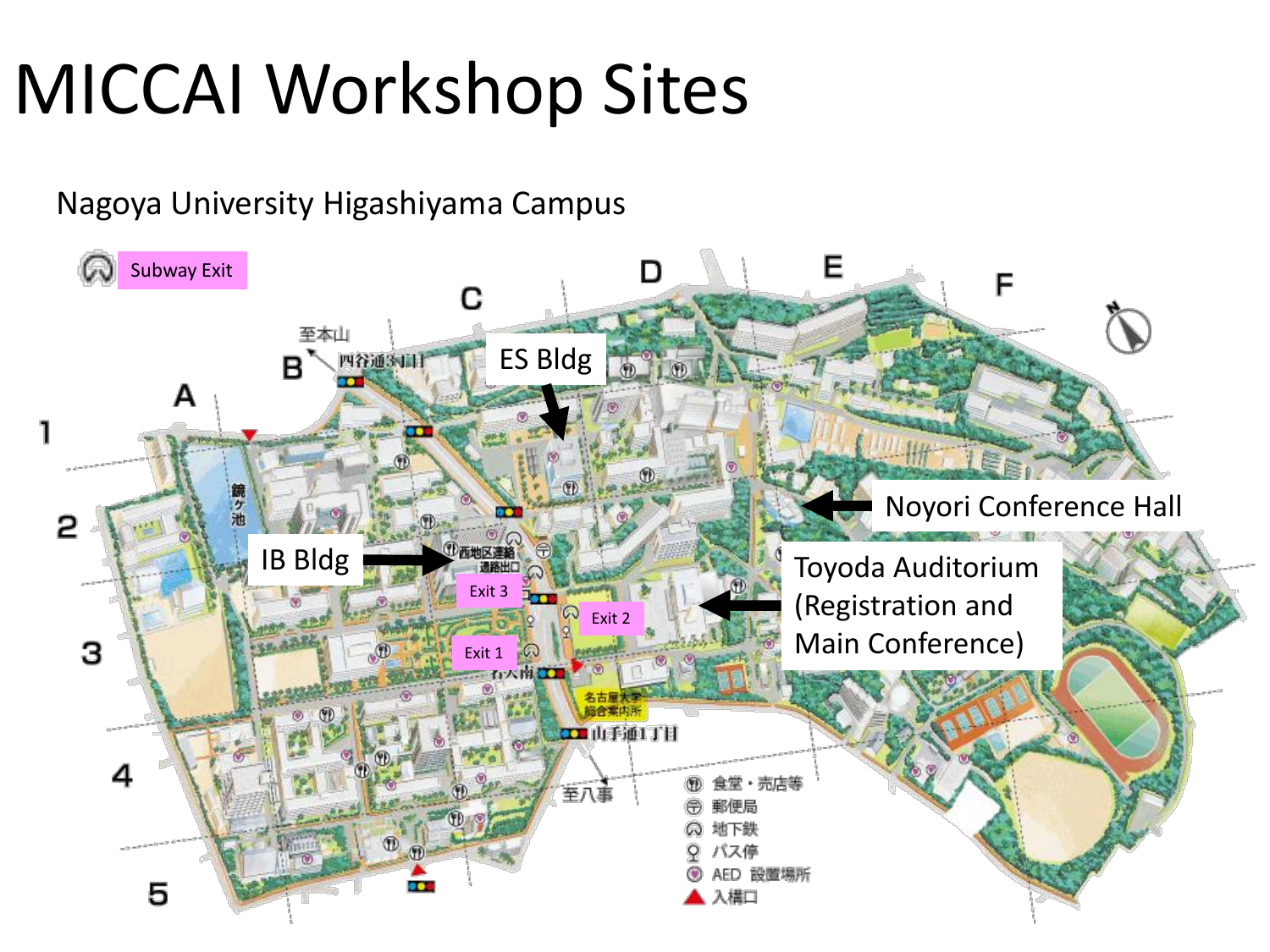# MICCAI Workshop Sites

Nagoya University Higashiyama Campus

Subway Exit

ES Bldg

IB Bldg

Exit 3

Exit 2

Exit 1

Noyori Conference Hall

Toyoda Auditorium (Registration and Main Conference)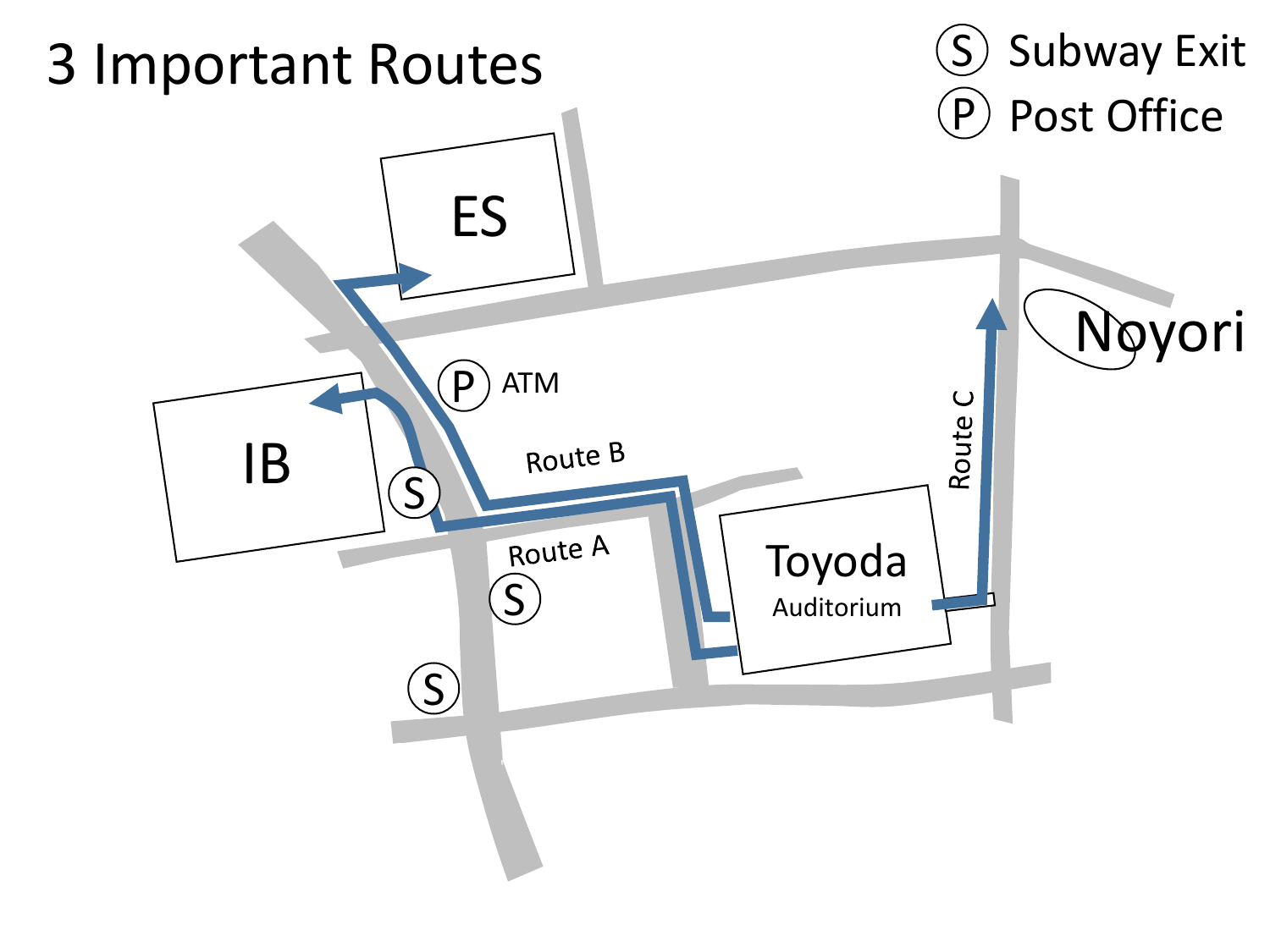# 3 Important Routes

Ⓢ Subway Exit

Ⓟ Post Office

ES

IB

Ⓟ ATM

Route B

Route A

Toyoda

Auditorium

Route C

Noyori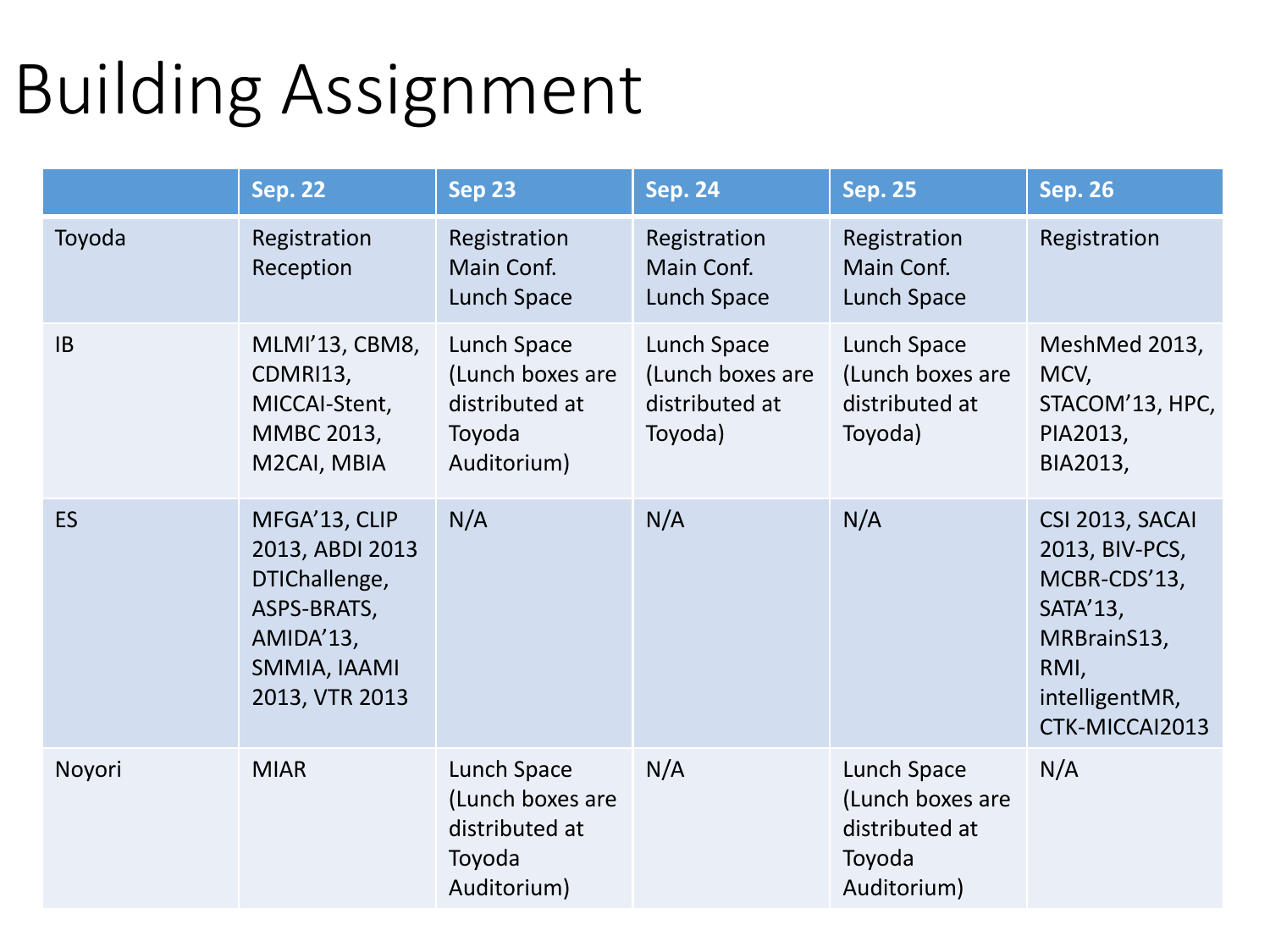# Building Assignment

| | Sep. 22 | Sep 23 | Sep. 24 | Sep. 25 | Sep. 26 |
|---|---|---|---|---|---|
| Toyoda | Registration Reception | Registration Main Conf. Lunch Space | Registration Main Conf. Lunch Space | Registration Main Conf. Lunch Space | Registration |
| IB | MLMI'13, CBM8, CDMRI13, MICCAI-Stent, MMBC 2013, M2CAI, MBIA | Lunch Space (Lunch boxes are distributed at Toyoda Auditorium) | Lunch Space (Lunch boxes are distributed at Toyoda) | Lunch Space (Lunch boxes are distributed at Toyoda) | MeshMed 2013, MCV, STACOM'13, HPC, PIA2013, BIA2013, |
| ES | MFGA'13, CLIP 2013, ABDI 2013 DTIChallenge, ASPS-BRATS, AMIDA'13, SMMIA, IAAMI 2013, VTR 2013 | N/A | N/A | N/A | CSI 2013, SACAI 2013, BIV-PCS, MCBR-CDS'13, SATA'13, MRBrainS13, RMI, intelligentMR, CTK-MICCAI2013 |
| Noyori | MIAR | Lunch Space (Lunch boxes are distributed at Toyoda Auditorium) | N/A | Lunch Space (Lunch boxes are distributed at Toyoda Auditorium) | N/A |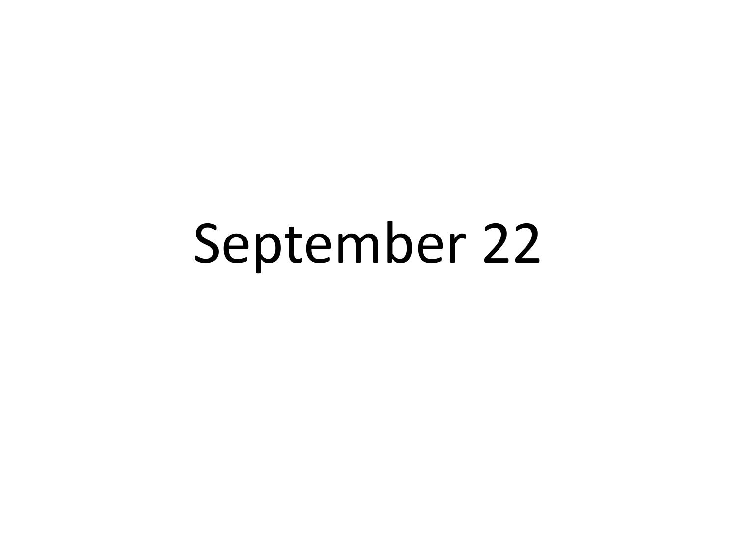# September 22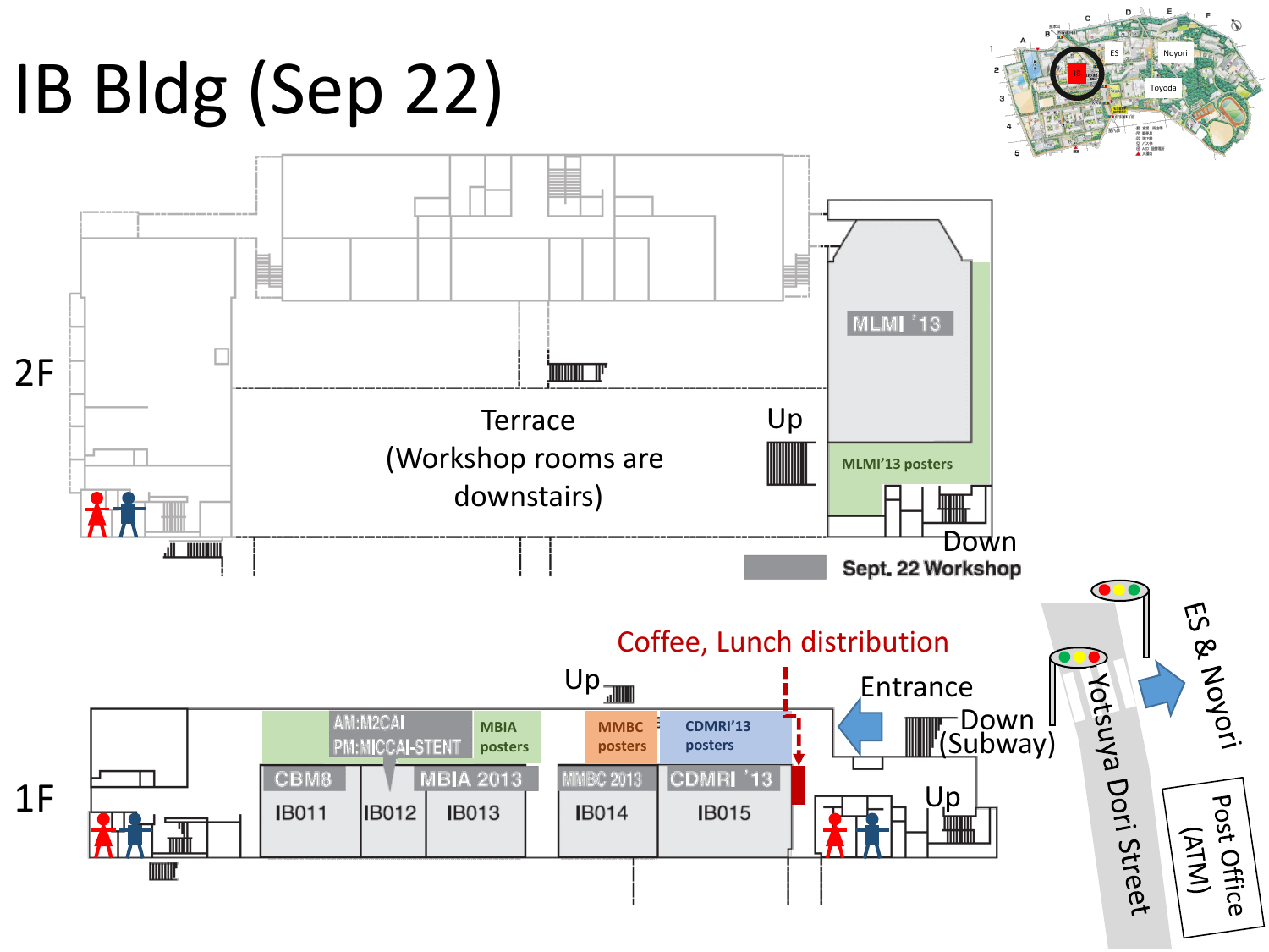# IB Bldg (Sep 22)

ES

Noyori

Toyoda

2F

Terrace (Workshop rooms are downstairs)

Up

MLMI '13

MLMI'13 posters

Down

Sept. 22 Workshop

1F

Coffee, Lunch distribution

Up

Entrance

Down (Subway)

Up

AM:M2CAI
PM:MICCAI-STENT

MBIA posters

MMBC posters

CDMRI'13 posters

CBM8

IB011

IB012

MBIA 2013

IB013

MMBC 2013

IB014

CDMRI '13

IB015

Yotsuya Dori Street

ES & Noyori

Post Office (ATM)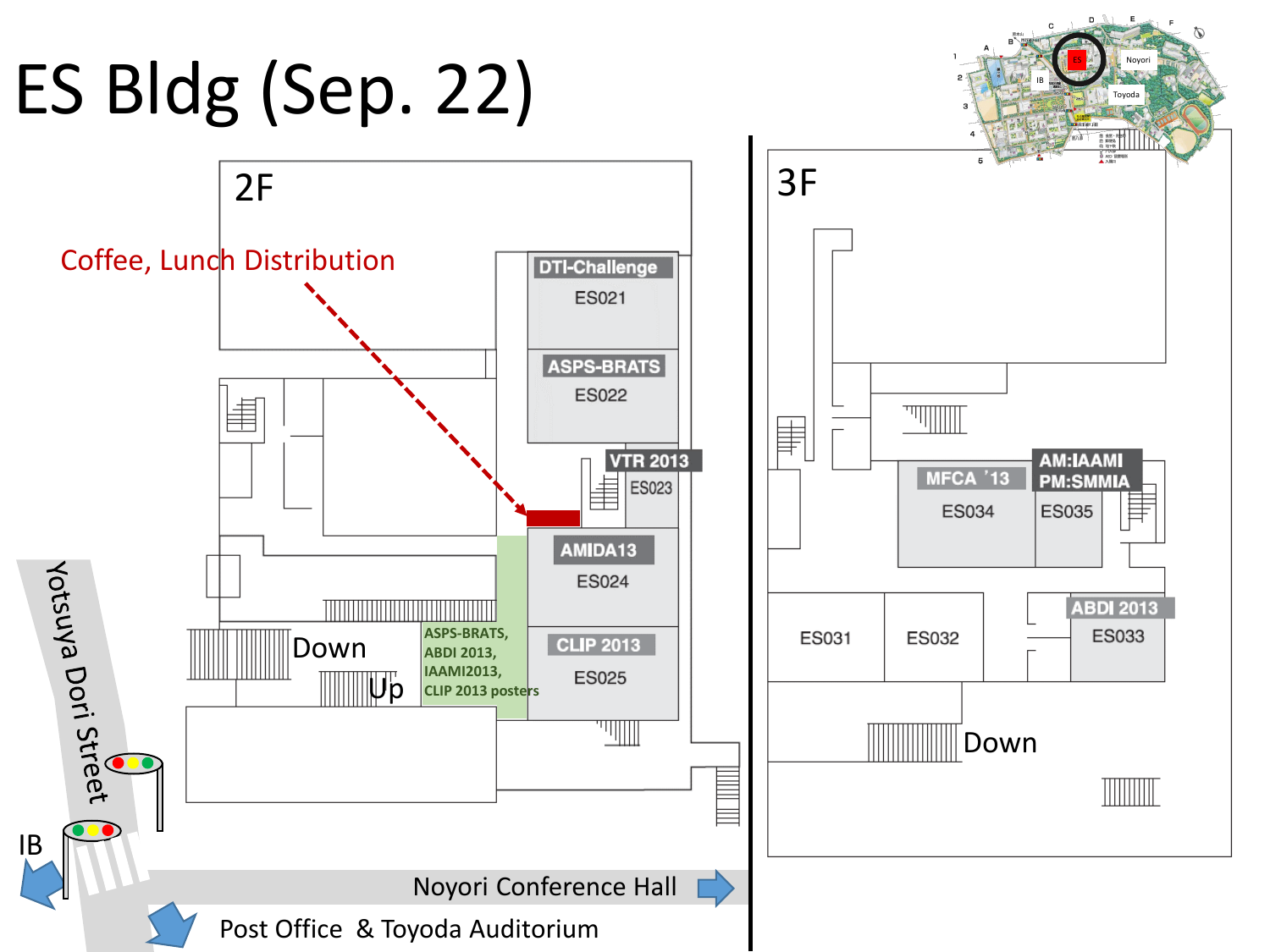# ES Bldg (Sep. 22)

## 2F

Coffee, Lunch Distribution

- DTI-Challenge — ES021
- ASPS-BRATS — ES022
- VTR 2013 — ES023
- AMIDA13 — ES024
- CLIP 2013 — ES025

ASPS-BRATS, ABDI 2013, IAAMI2013, CLIP 2013 posters

Down

Up

## 3F

- MFCA '13 — ES034
- AM:IAAMI PM:SMMIA — ES035
- ES031
- ES032
- ABDI 2013 — ES033

Down

Yotsuya Dori Street

IB

Noyori Conference Hall

Post Office & Toyoda Auditorium

Noyori

Toyoda

ES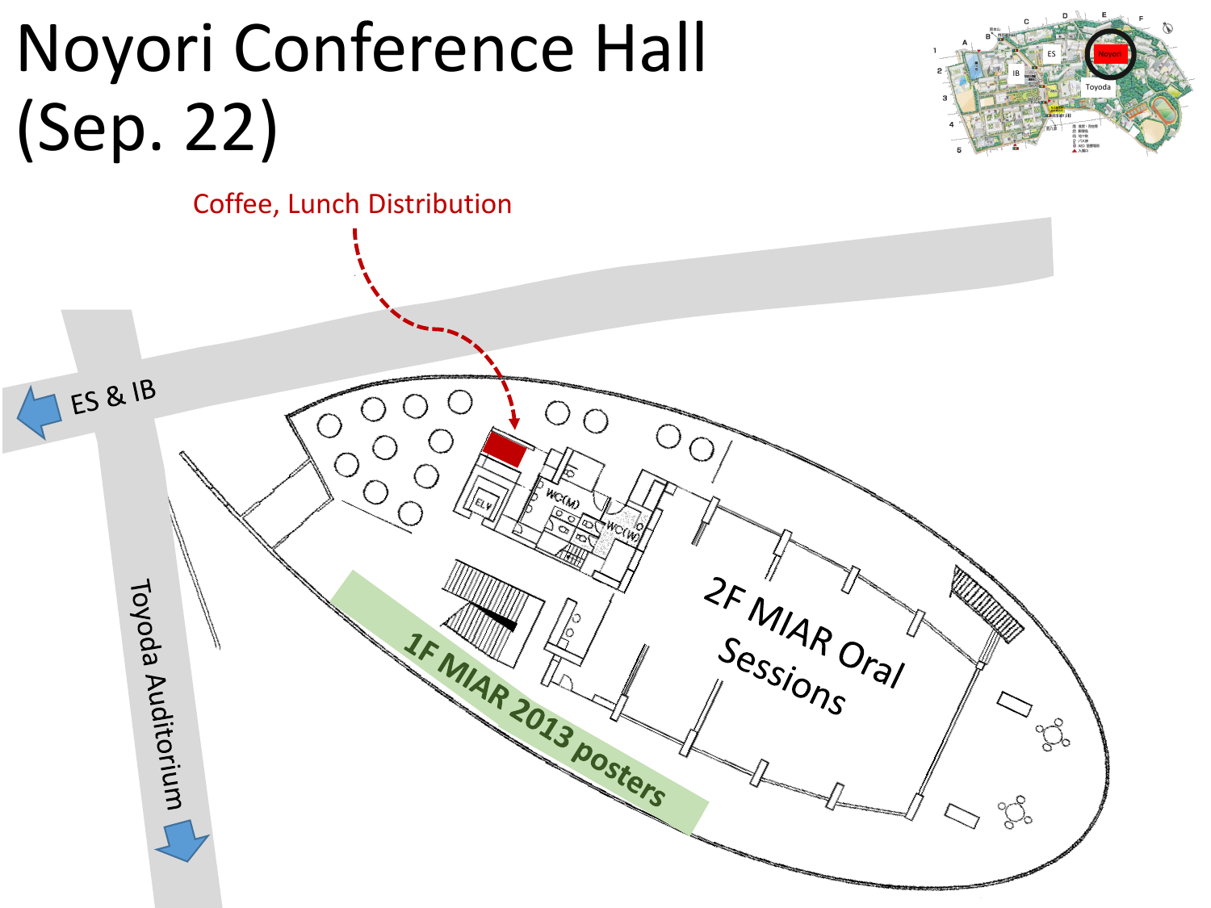# Noyori Conference Hall (Sep. 22)

Coffee, Lunch Distribution

ES & IB

Toyoda Auditorium

2F MIAR Oral Sessions

1F MIAR 2013 posters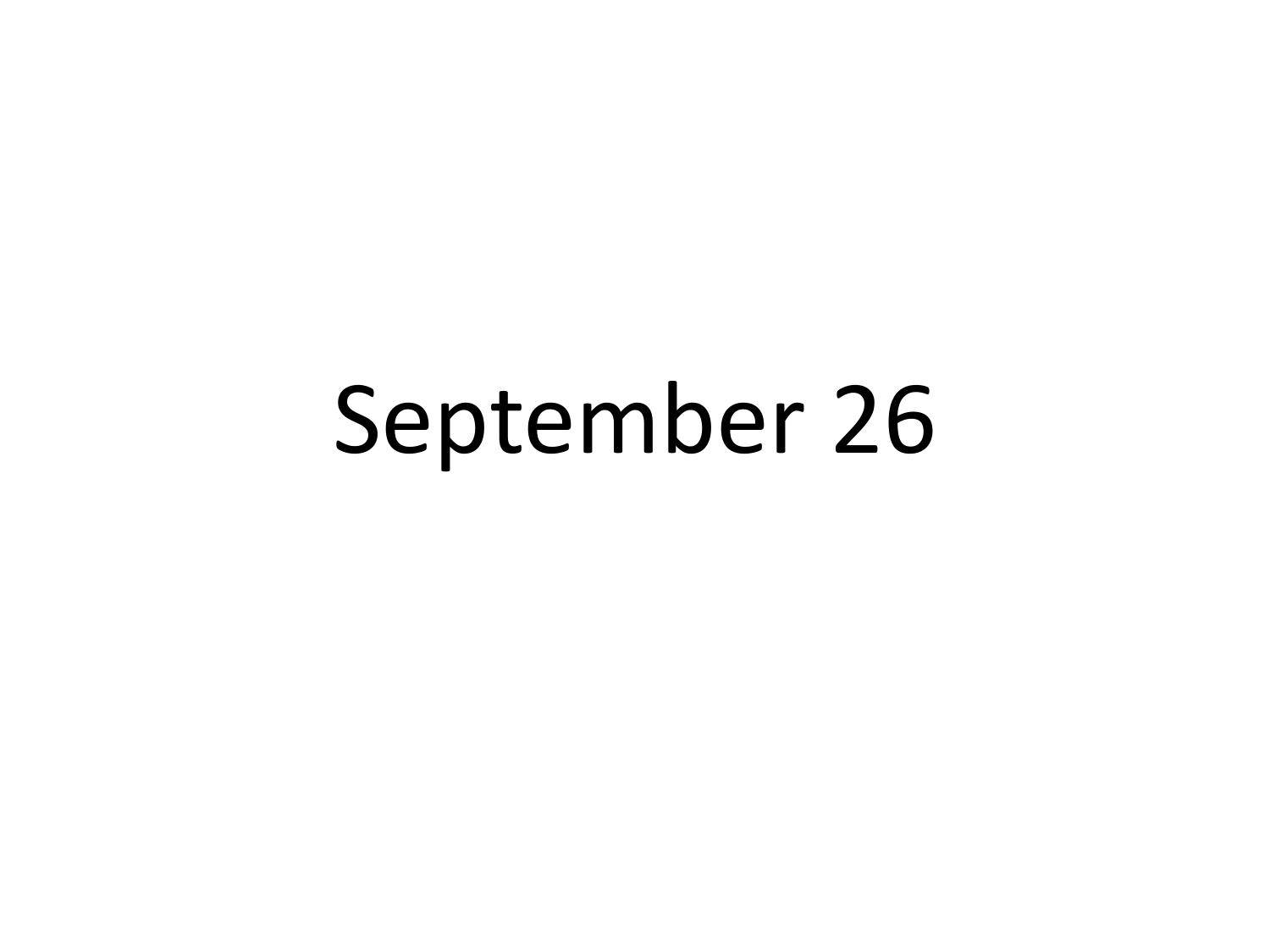# September 26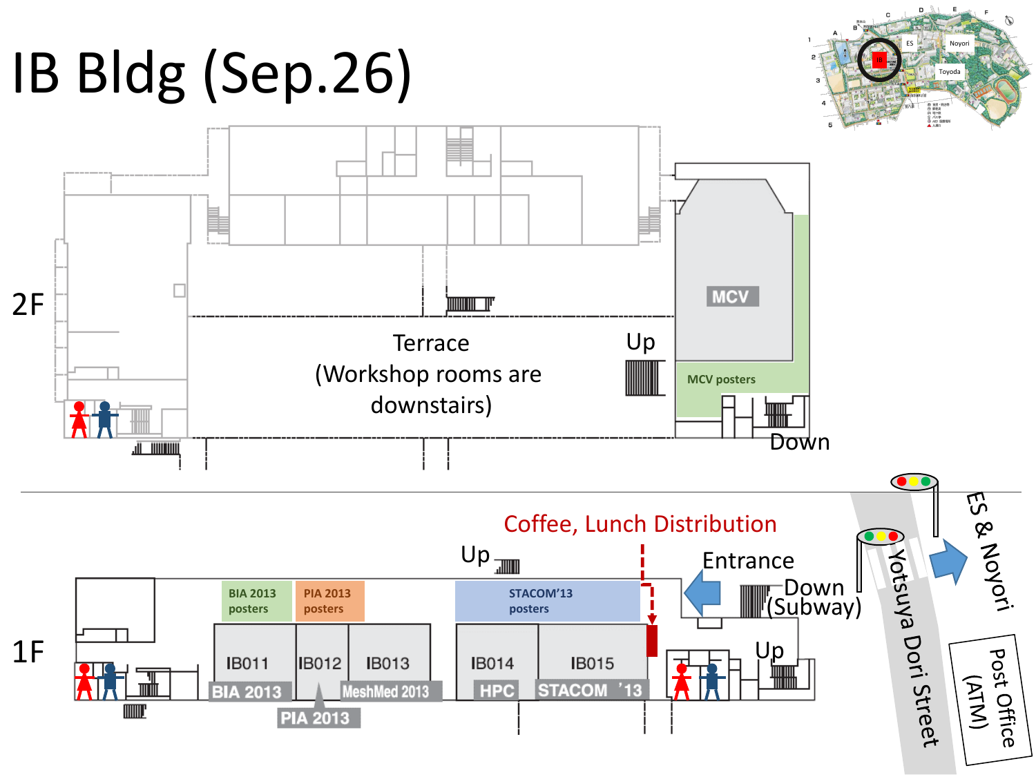# IB Bldg (Sep.26)

ES | Noyori | Toyoda | IB

## 2F

MCV

Terrace
(Workshop rooms are downstairs)

Up

MCV posters

Down

## 1F

Coffee, Lunch Distribution

Up

Entrance

Down (Subway)

Up

BIA 2013 posters

PIA 2013 posters

STACOM'13 posters

IB011 — BIA 2013

IB012 — PIA 2013

IB013 — MeshMed 2013

IB014 — HPC

IB015 — STACOM '13

Yotsuya Dori Street

ES & Noyori

Post Office (ATM)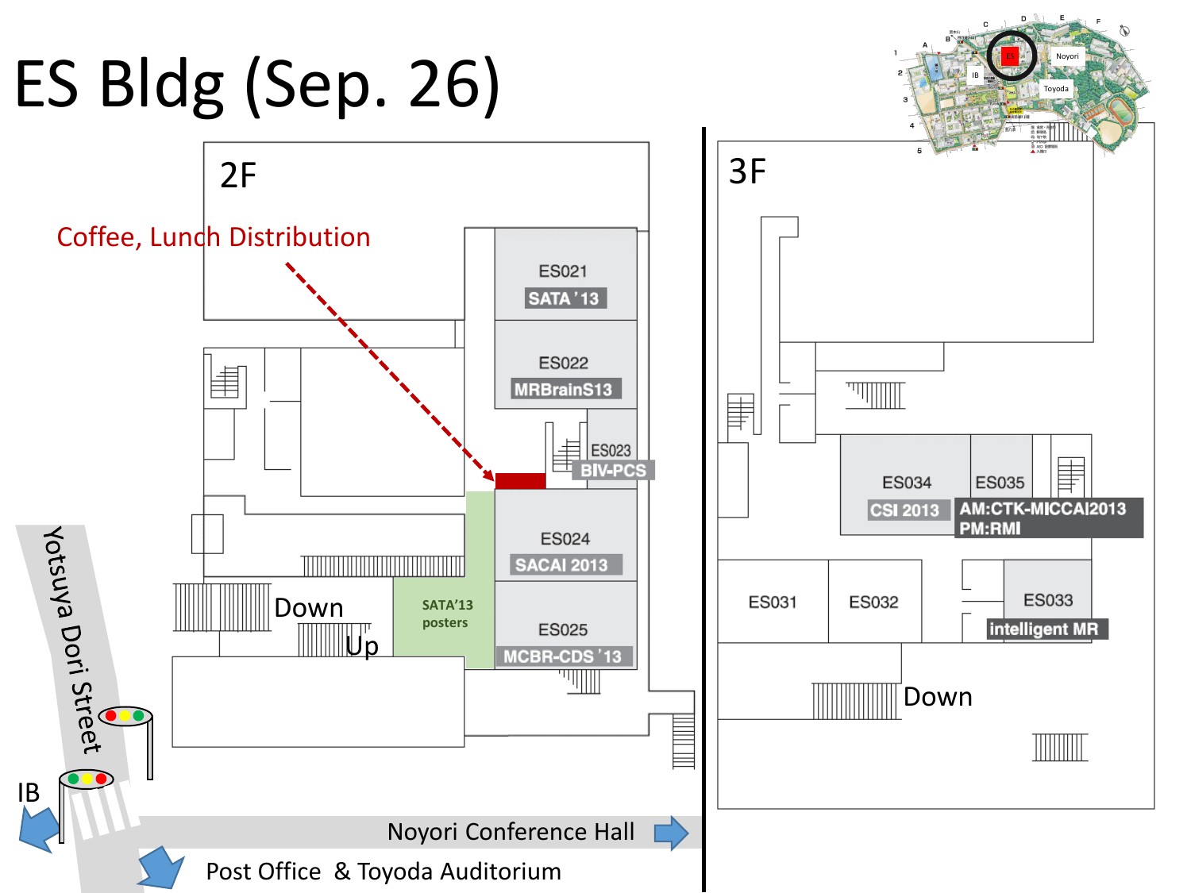# ES Bldg (Sep. 26)

## 2F

Coffee, Lunch Distribution

- ES021 — SATA '13
- ES022 — MRBrainS13
- ES023 — BIV-PCS
- ES024 — SACAI 2013
- ES025 — MCBR-CDS '13
- SATA'13 posters

Down

Up

Yotsuya Dori Street

IB

Noyori Conference Hall

Post Office & Toyoda Auditorium

## 3F

- ES031
- ES032
- ES033 — intelligent MR
- ES034 — CSI 2013
- ES035 — AM:CTK-MICCAI2013 PM:RMI

Down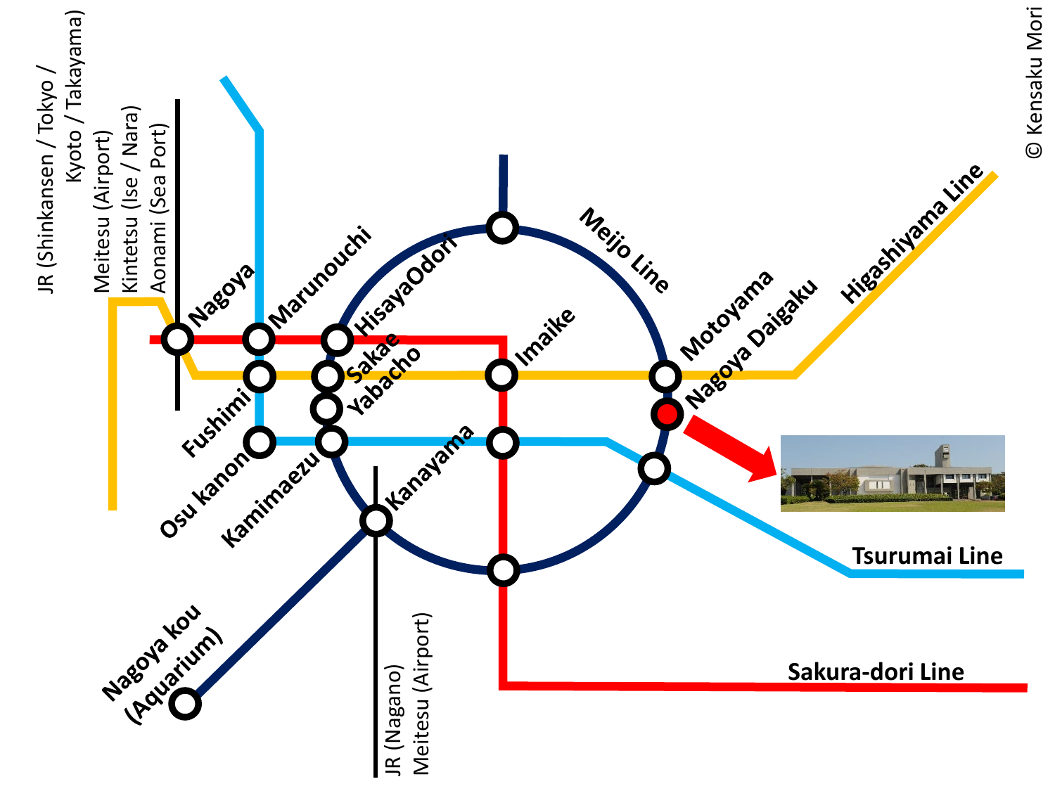JR (Shinkansen / Tokyo / Kyoto / Takayama)
Meitesu (Airport)
Kintetsu (Ise / Nara)
Aonami (Sea Port)

Nagoya

Marunouchi

HisayaOdori

Meijo Line

Motoyama

Nagoya Daigaku

Higashiyama Line

Imaike

Sakae

Yabacho

Fushimi

Osu kanon

Kamimaezu

Kanayama

Tsurumai Line

Sakura-dori Line

Nagoya kou (Aquarium)

JR (Nagano)
Meitesu (Airport)

© Kensaku Mori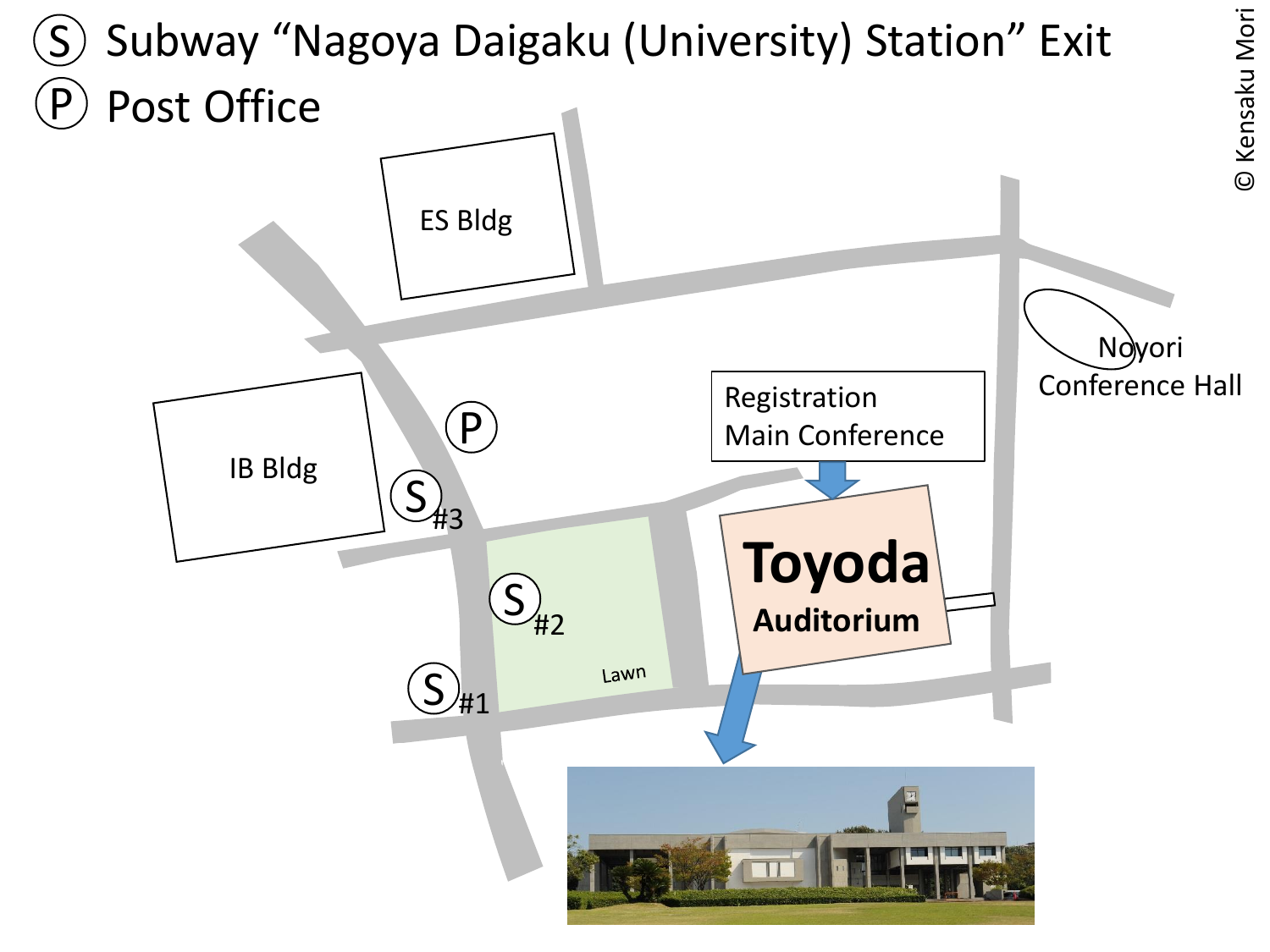Ⓢ Subway “Nagoya Daigaku (University) Station” Exit

Ⓟ Post Office

ES Bldg

IB Bldg

P

S #3

S #2

S #1

Lawn

Registration
Main Conference

Toyoda
Auditorium

Noyori
Conference Hall

© Kensaku Mori